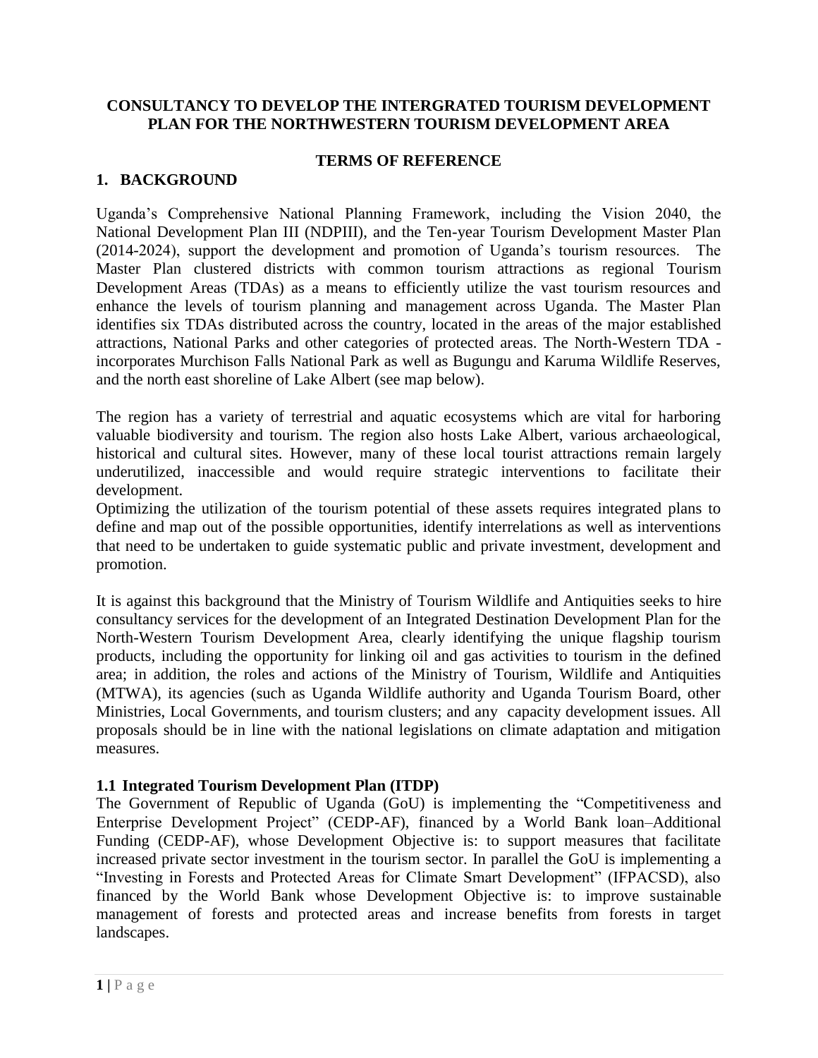# CONSULTANCY TO DEVELOP THE INTERGRATED TOURISM DEVELOPMENT PLAN FOR THE NORTHWESTERN TOURISM DEVELOPMENT AREA

## TERMS OF REFERENCE

## 1. BACKGROUND

Uganda's Comprehensive National Planning Framework, including the Vision 2040, the National Development Plan III (NDPIII), and the Ten-year Tourism Development Master Plan (2014-2024), support the development and promotion of Uganda's tourism resources. The Master Plan clustered districts with common tourism attractions as regional Tourism Development Areas (TDAs) as a means to efficiently utilize the vast tourism resources and enhance the levels of tourism planning and management across Uganda. The Master Plan identifies six TDAs distributed across the country, located in the areas of the major established attractions, National Parks and other categories of protected areas. The North-Western TDA - incorporates Murchison Falls National Park as well as Bugungu and Karuma Wildlife Reserves, and the north east shoreline of Lake Albert (see map below).

The region has a variety of terrestrial and aquatic ecosystems which are vital for harboring valuable biodiversity and tourism. The region also hosts Lake Albert, various archaeological, historical and cultural sites. However, many of these local tourist attractions remain largely underutilized, inaccessible and would require strategic interventions to facilitate their development.

Optimizing the utilization of the tourism potential of these assets requires integrated plans to define and map out of the possible opportunities, identify interrelations as well as interventions that need to be undertaken to guide systematic public and private investment, development and promotion.

It is against this background that the Ministry of Tourism Wildlife and Antiquities seeks to hire consultancy services for the development of an Integrated Destination Development Plan for the North-Western Tourism Development Area, clearly identifying the unique flagship tourism products, including the opportunity for linking oil and gas activities to tourism in the defined area; in addition, the roles and actions of the Ministry of Tourism, Wildlife and Antiquities (MTWA), its agencies (such as Uganda Wildlife authority and Uganda Tourism Board, other Ministries, Local Governments, and tourism clusters; and any capacity development issues. All proposals should be in line with the national legislations on climate adaptation and mitigation measures.

### 1.1 Integrated Tourism Development Plan (ITDP)

The Government of Republic of Uganda (GoU) is implementing the "Competitiveness and Enterprise Development Project" (CEDP-AF), financed by a World Bank loan–Additional Funding (CEDP-AF), whose Development Objective is: to support measures that facilitate increased private sector investment in the tourism sector. In parallel the GoU is implementing a "Investing in Forests and Protected Areas for Climate Smart Development" (IFPACSD), also financed by the World Bank whose Development Objective is: to improve sustainable management of forests and protected areas and increase benefits from forests in target landscapes.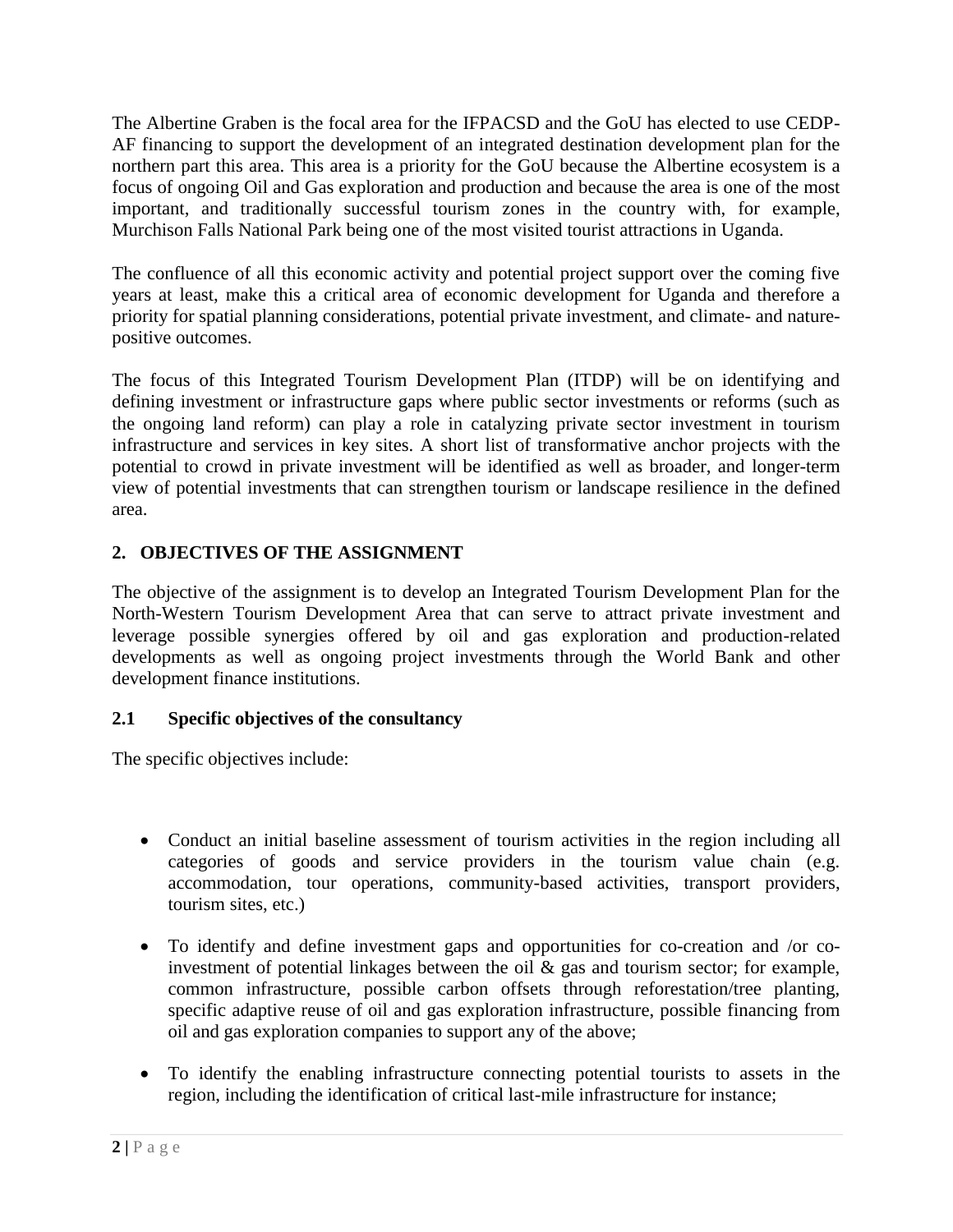The Albertine Graben is the focal area for the IFPACSD and the GoU has elected to use CEDP-AF financing to support the development of an integrated destination development plan for the northern part this area. This area is a priority for the GoU because the Albertine ecosystem is a focus of ongoing Oil and Gas exploration and production and because the area is one of the most important, and traditionally successful tourism zones in the country with, for example, Murchison Falls National Park being one of the most visited tourist attractions in Uganda.

The confluence of all this economic activity and potential project support over the coming five years at least, make this a critical area of economic development for Uganda and therefore a priority for spatial planning considerations, potential private investment, and climate- and nature-positive outcomes.

The focus of this Integrated Tourism Development Plan (ITDP) will be on identifying and defining investment or infrastructure gaps where public sector investments or reforms (such as the ongoing land reform) can play a role in catalyzing private sector investment in tourism infrastructure and services in key sites. A short list of transformative anchor projects with the potential to crowd in private investment will be identified as well as broader, and longer-term view of potential investments that can strengthen tourism or landscape resilience in the defined area.

## 2. OBJECTIVES OF THE ASSIGNMENT

The objective of the assignment is to develop an Integrated Tourism Development Plan for the North-Western Tourism Development Area that can serve to attract private investment and leverage possible synergies offered by oil and gas exploration and production-related developments as well as ongoing project investments through the World Bank and other development finance institutions.

### 2.1 Specific objectives of the consultancy

The specific objectives include:

- Conduct an initial baseline assessment of tourism activities in the region including all categories of goods and service providers in the tourism value chain (e.g. accommodation, tour operations, community-based activities, transport providers, tourism sites, etc.)
- To identify and define investment gaps and opportunities for co-creation and /or co-investment of potential linkages between the oil & gas and tourism sector; for example, common infrastructure, possible carbon offsets through reforestation/tree planting, specific adaptive reuse of oil and gas exploration infrastructure, possible financing from oil and gas exploration companies to support any of the above;
- To identify the enabling infrastructure connecting potential tourists to assets in the region, including the identification of critical last-mile infrastructure for instance;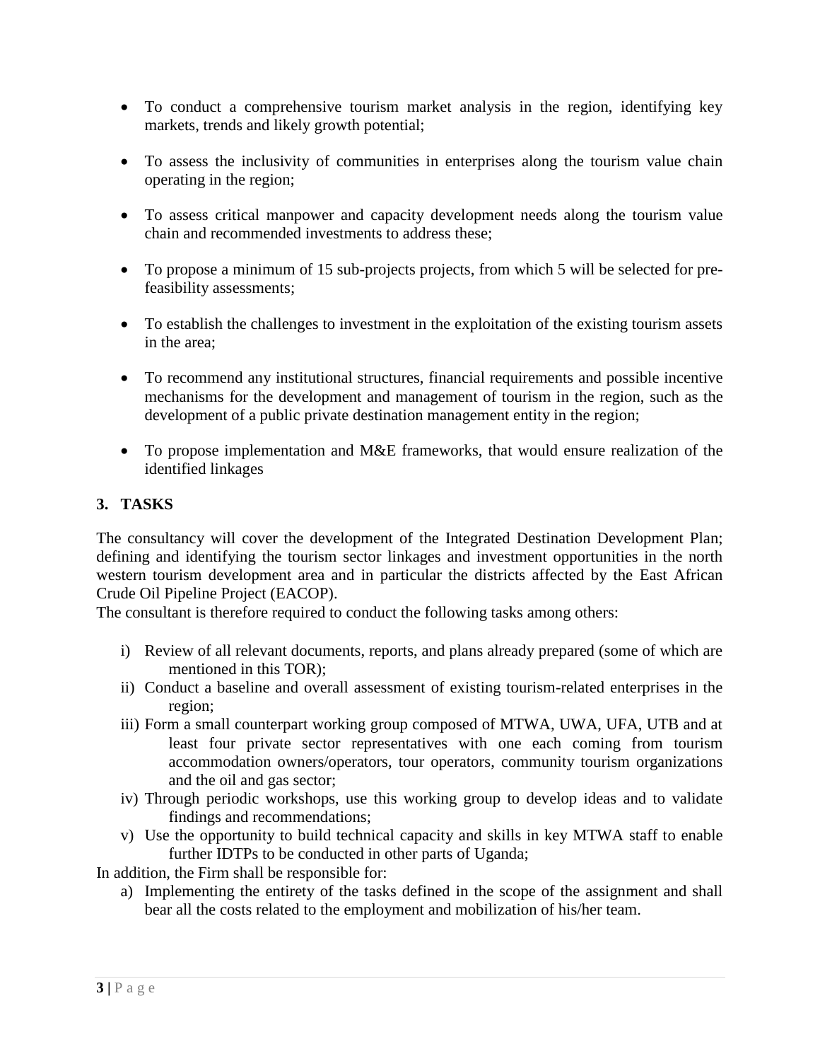- To conduct a comprehensive tourism market analysis in the region, identifying key markets, trends and likely growth potential;
- To assess the inclusivity of communities in enterprises along the tourism value chain operating in the region;
- To assess critical manpower and capacity development needs along the tourism value chain and recommended investments to address these;
- To propose a minimum of 15 sub-projects projects, from which 5 will be selected for pre-feasibility assessments;
- To establish the challenges to investment in the exploitation of the existing tourism assets in the area;
- To recommend any institutional structures, financial requirements and possible incentive mechanisms for the development and management of tourism in the region, such as the development of a public private destination management entity in the region;
- To propose implementation and M&E frameworks, that would ensure realization of the identified linkages

## 3. TASKS

The consultancy will cover the development of the Integrated Destination Development Plan; defining and identifying the tourism sector linkages and investment opportunities in the north western tourism development area and in particular the districts affected by the East African Crude Oil Pipeline Project (EACOP).
The consultant is therefore required to conduct the following tasks among others:

i) Review of all relevant documents, reports, and plans already prepared (some of which are mentioned in this TOR);
ii) Conduct a baseline and overall assessment of existing tourism-related enterprises in the region;
iii) Form a small counterpart working group composed of MTWA, UWA, UFA, UTB and at least four private sector representatives with one each coming from tourism accommodation owners/operators, tour operators, community tourism organizations and the oil and gas sector;
iv) Through periodic workshops, use this working group to develop ideas and to validate findings and recommendations;
v) Use the opportunity to build technical capacity and skills in key MTWA staff to enable further IDTPs to be conducted in other parts of Uganda;

In addition, the Firm shall be responsible for:

a) Implementing the entirety of the tasks defined in the scope of the assignment and shall bear all the costs related to the employment and mobilization of his/her team.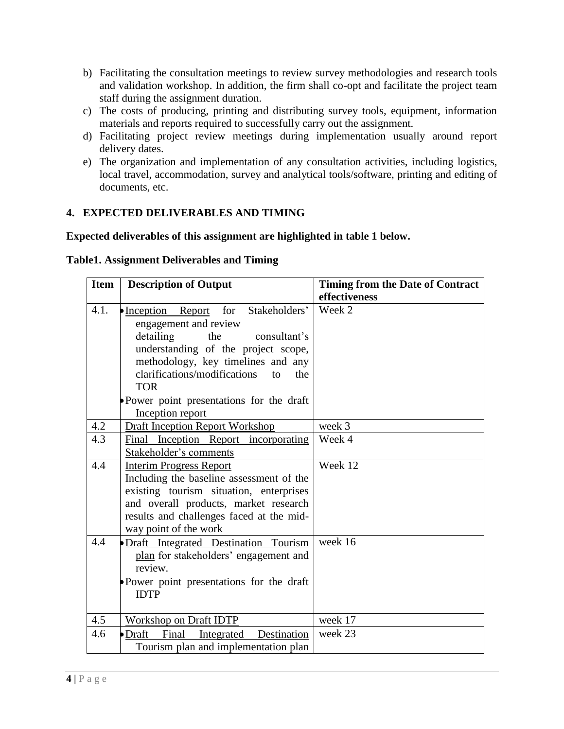b) Facilitating the consultation meetings to review survey methodologies and research tools and validation workshop. In addition, the firm shall co-opt and facilitate the project team staff during the assignment duration.
c) The costs of producing, printing and distributing survey tools, equipment, information materials and reports required to successfully carry out the assignment.
d) Facilitating project review meetings during implementation usually around report delivery dates.
e) The organization and implementation of any consultation activities, including logistics, local travel, accommodation, survey and analytical tools/software, printing and editing of documents, etc.

## 4. EXPECTED DELIVERABLES AND TIMING

**Expected deliverables of this assignment are highlighted in table 1 below.**

**Table1. Assignment Deliverables and Timing**

| Item | Description of Output | Timing from the Date of Contract effectiveness |
|---|---|---|
| 4.1. | • Inception Report for Stakeholders' engagement and review detailing the consultant's understanding of the project scope, methodology, key timelines and any clarifications/modifications to the TOR<br>• Power point presentations for the draft Inception report | Week 2 |
| 4.2 | Draft Inception Report Workshop | week 3 |
| 4.3 | Final Inception Report incorporating Stakeholder's comments | Week 4 |
| 4.4 | Interim Progress Report<br>Including the baseline assessment of the existing tourism situation, enterprises and overall products, market research results and challenges faced at the mid-way point of the work | Week 12 |
| 4.4 | • Draft Integrated Destination Tourism plan for stakeholders' engagement and review.<br>• Power point presentations for the draft IDTP | week 16 |
| 4.5 | Workshop on Draft IDTP | week 17 |
| 4.6 | • Draft Final Integrated Destination Tourism plan and implementation plan | week 23 |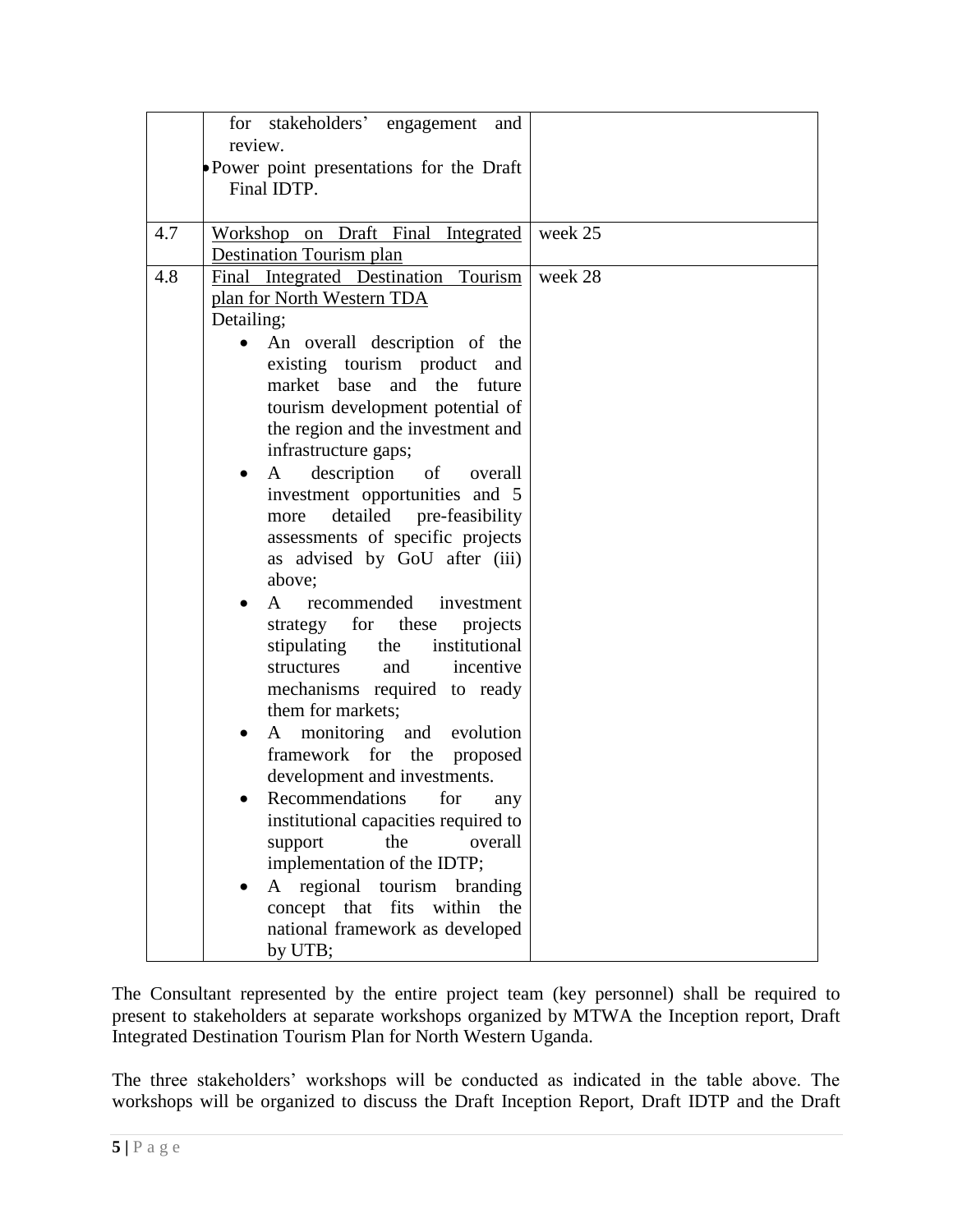| | | |
|---|---|---|
| | for stakeholders' engagement and review.<br>• Power point presentations for the Draft Final IDTP. | |
| 4.7 | <u>Workshop on Draft Final Integrated Destination Tourism plan</u> | week 25 |
| 4.8 | <u>Final Integrated Destination Tourism plan for North Western TDA</u><br>Detailing;<br>• An overall description of the existing tourism product and market base and the future tourism development potential of the region and the investment and infrastructure gaps;<br>• A description of overall investment opportunities and 5 more detailed pre-feasibility assessments of specific projects as advised by GoU after (iii) above;<br>• A recommended investment strategy for these projects stipulating the institutional structures and incentive mechanisms required to ready them for markets;<br>• A monitoring and evolution framework for the proposed development and investments.<br>• Recommendations for any institutional capacities required to support the overall implementation of the IDTP;<br>• A regional tourism branding concept that fits within the national framework as developed by UTB; | week 28 |

The Consultant represented by the entire project team (key personnel) shall be required to present to stakeholders at separate workshops organized by MTWA the Inception report, Draft Integrated Destination Tourism Plan for North Western Uganda.

The three stakeholders' workshops will be conducted as indicated in the table above. The workshops will be organized to discuss the Draft Inception Report, Draft IDTP and the Draft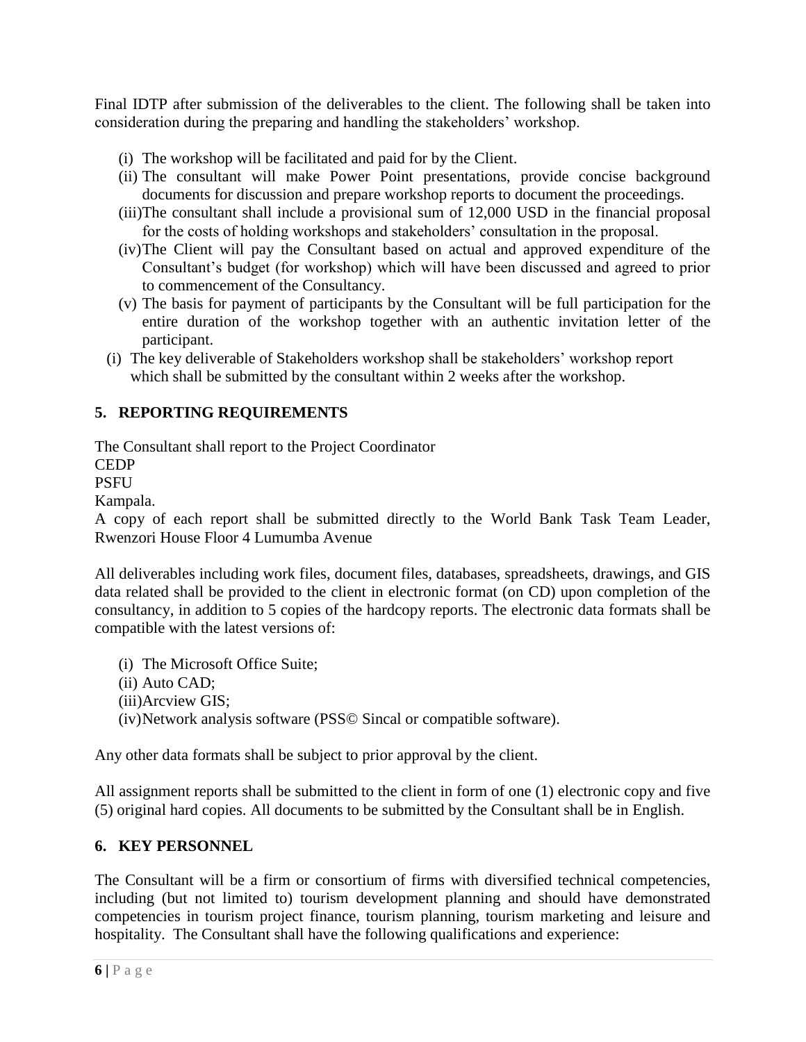Final IDTP after submission of the deliverables to the client. The following shall be taken into consideration during the preparing and handling the stakeholders' workshop.

(i) The workshop will be facilitated and paid for by the Client.
(ii) The consultant will make Power Point presentations, provide concise background documents for discussion and prepare workshop reports to document the proceedings.
(iii) The consultant shall include a provisional sum of 12,000 USD in the financial proposal for the costs of holding workshops and stakeholders' consultation in the proposal.
(iv) The Client will pay the Consultant based on actual and approved expenditure of the Consultant's budget (for workshop) which will have been discussed and agreed to prior to commencement of the Consultancy.
(v) The basis for payment of participants by the Consultant will be full participation for the entire duration of the workshop together with an authentic invitation letter of the participant.

(i) The key deliverable of Stakeholders workshop shall be stakeholders' workshop report which shall be submitted by the consultant within 2 weeks after the workshop.

## 5. REPORTING REQUIREMENTS

The Consultant shall report to the Project Coordinator
CEDP
PSFU
Kampala.
A copy of each report shall be submitted directly to the World Bank Task Team Leader, Rwenzori House Floor 4 Lumumba Avenue

All deliverables including work files, document files, databases, spreadsheets, drawings, and GIS data related shall be provided to the client in electronic format (on CD) upon completion of the consultancy, in addition to 5 copies of the hardcopy reports. The electronic data formats shall be compatible with the latest versions of:

(i) The Microsoft Office Suite;
(ii) Auto CAD;
(iii) Arcview GIS;
(iv) Network analysis software (PSS© Sincal or compatible software).

Any other data formats shall be subject to prior approval by the client.

All assignment reports shall be submitted to the client in form of one (1) electronic copy and five (5) original hard copies. All documents to be submitted by the Consultant shall be in English.

## 6. KEY PERSONNEL

The Consultant will be a firm or consortium of firms with diversified technical competencies, including (but not limited to) tourism development planning and should have demonstrated competencies in tourism project finance, tourism planning, tourism marketing and leisure and hospitality. The Consultant shall have the following qualifications and experience: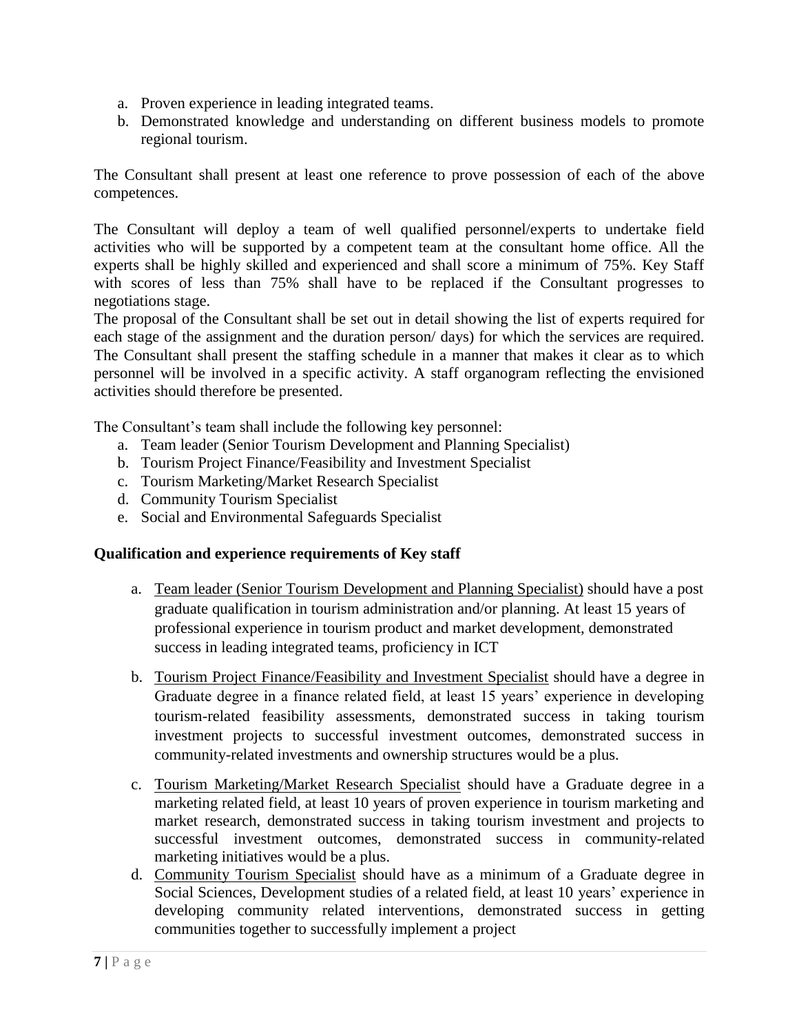a. Proven experience in leading integrated teams.
b. Demonstrated knowledge and understanding on different business models to promote regional tourism.

The Consultant shall present at least one reference to prove possession of each of the above competences.

The Consultant will deploy a team of well qualified personnel/experts to undertake field activities who will be supported by a competent team at the consultant home office. All the experts shall be highly skilled and experienced and shall score a minimum of 75%. Key Staff with scores of less than 75% shall have to be replaced if the Consultant progresses to negotiations stage.

The proposal of the Consultant shall be set out in detail showing the list of experts required for each stage of the assignment and the duration person/ days) for which the services are required. The Consultant shall present the staffing schedule in a manner that makes it clear as to which personnel will be involved in a specific activity. A staff organogram reflecting the envisioned activities should therefore be presented.

The Consultant's team shall include the following key personnel:

a. Team leader (Senior Tourism Development and Planning Specialist)
b. Tourism Project Finance/Feasibility and Investment Specialist
c. Tourism Marketing/Market Research Specialist
d. Community Tourism Specialist
e. Social and Environmental Safeguards Specialist

**Qualification and experience requirements of Key staff**

a. Team leader (Senior Tourism Development and Planning Specialist) should have a post graduate qualification in tourism administration and/or planning. At least 15 years of professional experience in tourism product and market development, demonstrated success in leading integrated teams, proficiency in ICT

b. Tourism Project Finance/Feasibility and Investment Specialist should have a degree in Graduate degree in a finance related field, at least 15 years' experience in developing tourism-related feasibility assessments, demonstrated success in taking tourism investment projects to successful investment outcomes, demonstrated success in community-related investments and ownership structures would be a plus.

c. Tourism Marketing/Market Research Specialist should have a Graduate degree in a marketing related field, at least 10 years of proven experience in tourism marketing and market research, demonstrated success in taking tourism investment and projects to successful investment outcomes, demonstrated success in community-related marketing initiatives would be a plus.

d. Community Tourism Specialist should have as a minimum of a Graduate degree in Social Sciences, Development studies of a related field, at least 10 years' experience in developing community related interventions, demonstrated success in getting communities together to successfully implement a project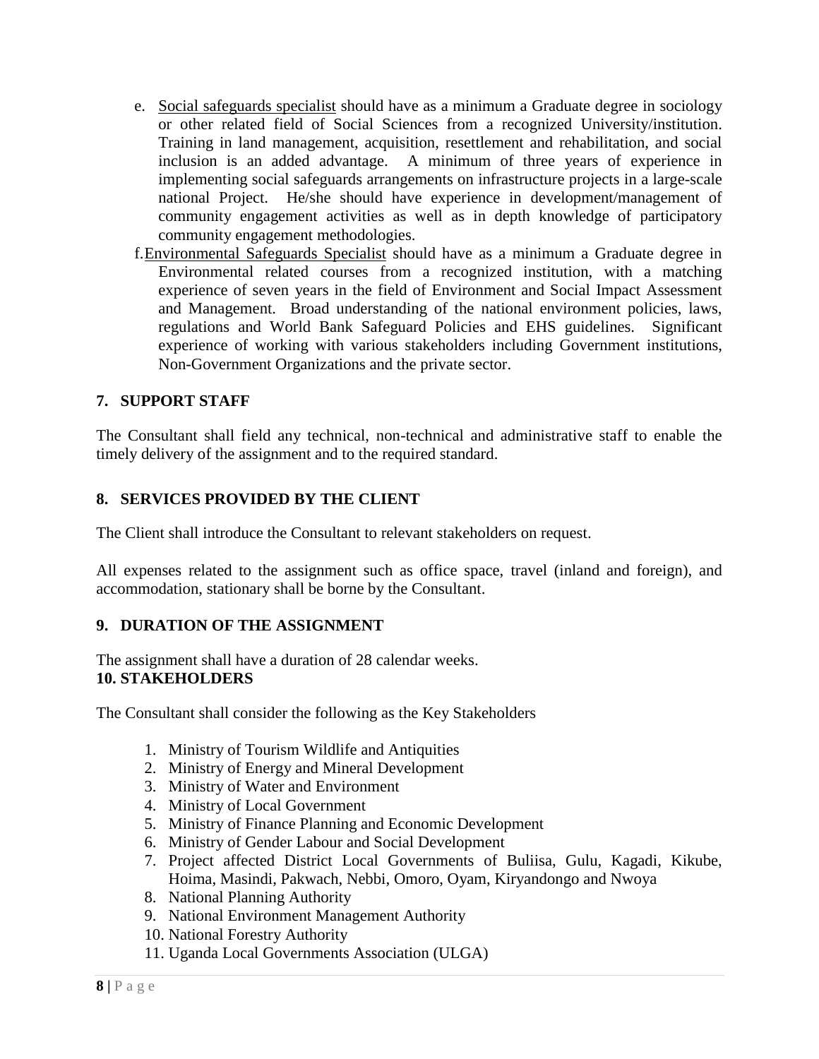e. Social safeguards specialist should have as a minimum a Graduate degree in sociology or other related field of Social Sciences from a recognized University/institution. Training in land management, acquisition, resettlement and rehabilitation, and social inclusion is an added advantage. A minimum of three years of experience in implementing social safeguards arrangements on infrastructure projects in a large-scale national Project. He/she should have experience in development/management of community engagement activities as well as in depth knowledge of participatory community engagement methodologies.

f. Environmental Safeguards Specialist should have as a minimum a Graduate degree in Environmental related courses from a recognized institution, with a matching experience of seven years in the field of Environment and Social Impact Assessment and Management. Broad understanding of the national environment policies, laws, regulations and World Bank Safeguard Policies and EHS guidelines. Significant experience of working with various stakeholders including Government institutions, Non-Government Organizations and the private sector.

## 7. SUPPORT STAFF

The Consultant shall field any technical, non-technical and administrative staff to enable the timely delivery of the assignment and to the required standard.

## 8. SERVICES PROVIDED BY THE CLIENT

The Client shall introduce the Consultant to relevant stakeholders on request.

All expenses related to the assignment such as office space, travel (inland and foreign), and accommodation, stationary shall be borne by the Consultant.

## 9. DURATION OF THE ASSIGNMENT

The assignment shall have a duration of 28 calendar weeks.

## 10. STAKEHOLDERS

The Consultant shall consider the following as the Key Stakeholders

1. Ministry of Tourism Wildlife and Antiquities
2. Ministry of Energy and Mineral Development
3. Ministry of Water and Environment
4. Ministry of Local Government
5. Ministry of Finance Planning and Economic Development
6. Ministry of Gender Labour and Social Development
7. Project affected District Local Governments of Buliisa, Gulu, Kagadi, Kikube, Hoima, Masindi, Pakwach, Nebbi, Omoro, Oyam, Kiryandongo and Nwoya
8. National Planning Authority
9. National Environment Management Authority
10. National Forestry Authority
11. Uganda Local Governments Association (ULGA)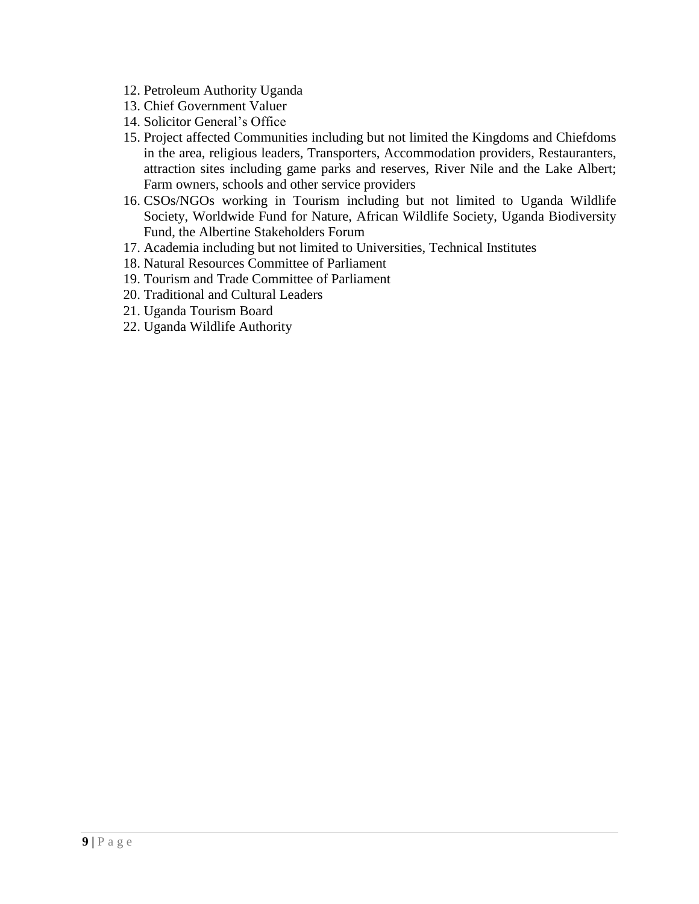12. Petroleum Authority Uganda
13. Chief Government Valuer
14. Solicitor General's Office
15. Project affected Communities including but not limited the Kingdoms and Chiefdoms in the area, religious leaders, Transporters, Accommodation providers, Restauranters, attraction sites including game parks and reserves, River Nile and the Lake Albert; Farm owners, schools and other service providers
16. CSOs/NGOs working in Tourism including but not limited to Uganda Wildlife Society, Worldwide Fund for Nature, African Wildlife Society, Uganda Biodiversity Fund, the Albertine Stakeholders Forum
17. Academia including but not limited to Universities, Technical Institutes
18. Natural Resources Committee of Parliament
19. Tourism and Trade Committee of Parliament
20. Traditional and Cultural Leaders
21. Uganda Tourism Board
22. Uganda Wildlife Authority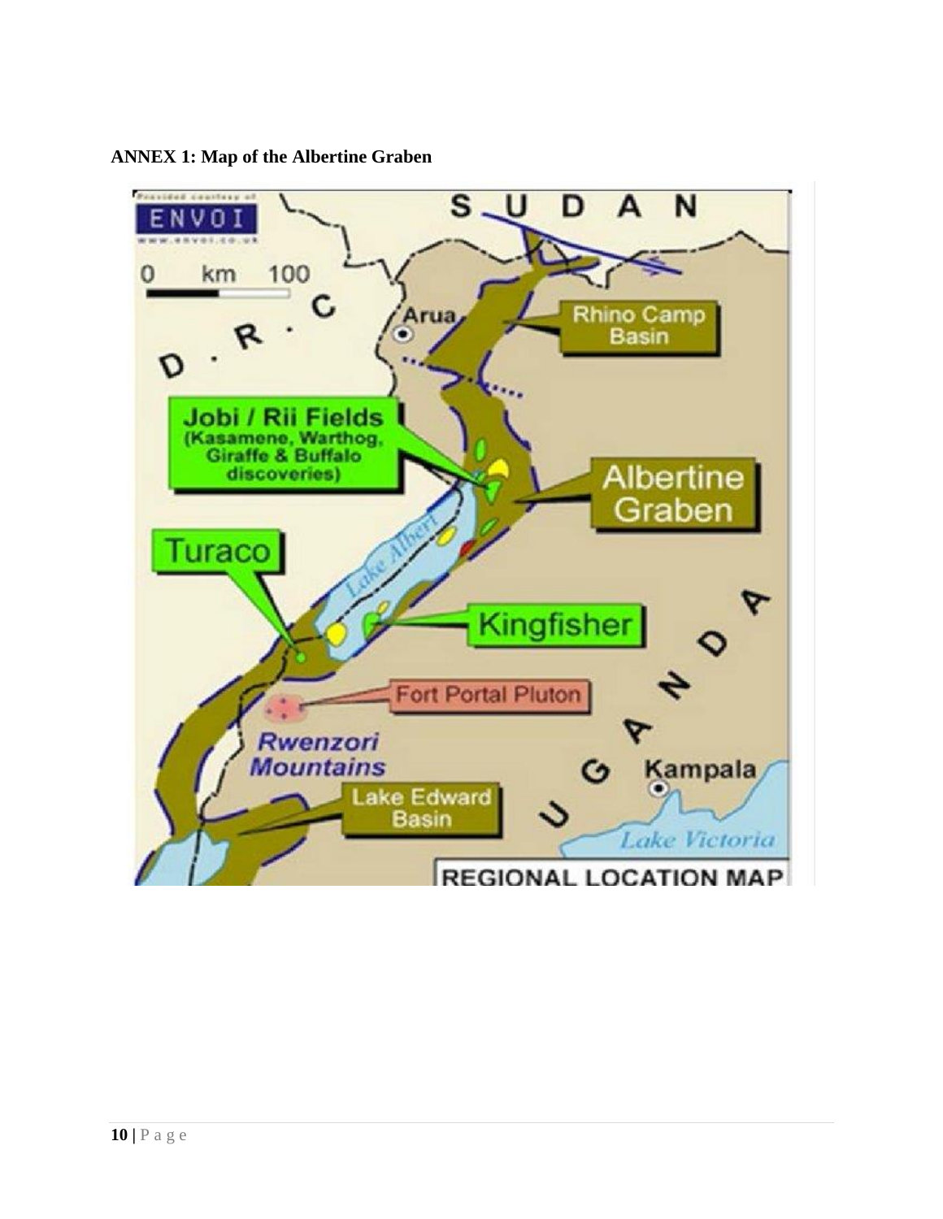**ANNEX 1: Map of the Albertine Graben**

Provided courtesy of ENVOI www.envoi.co.uk

0 km 100

SUDAN

D.R.C

UGANDA

Arua

Rhino Camp Basin

Jobi / Rii Fields (Kasamene, Warthog, Giraffe & Buffalo discoveries)

Albertine Graben

Lake Albert

Turaco

Kingfisher

Fort Portal Pluton

Rwenzori Mountains

Kampala

Lake Edward Basin

Lake Victoria

REGIONAL LOCATION MAP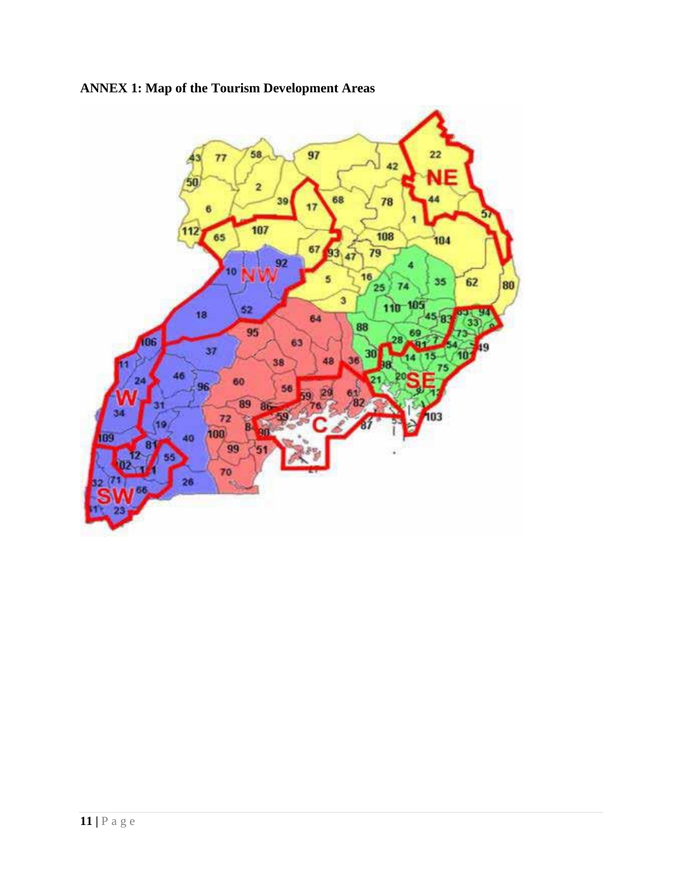**ANNEX 1: Map of the Tourism Development Areas**